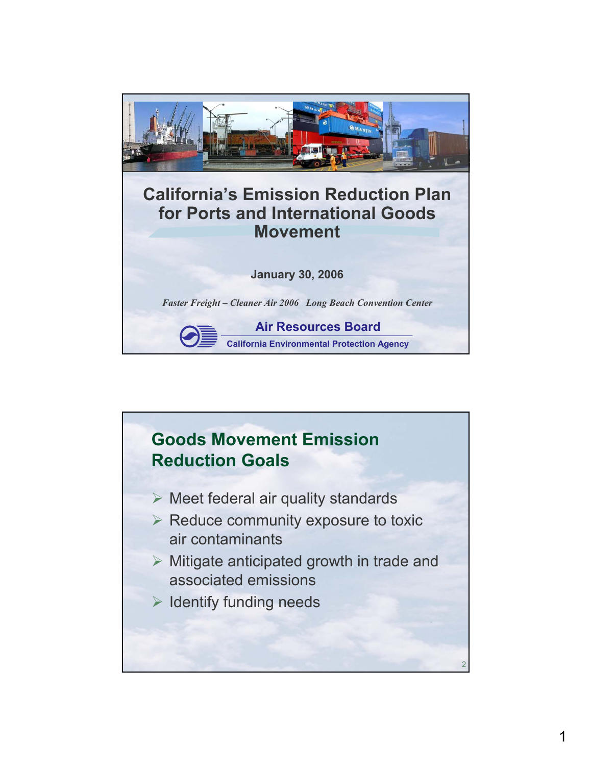# California's Emission Reduction Plan for Ports and International Goods Movement

**January 30, 2006**

*Faster Freight – Cleaner Air 2006 Long Beach Convention Center*

**Air Resources Board**

**California Environmental Protection Agency**

## Goods Movement Emission Reduction Goals

- Meet federal air quality standards
- Reduce community exposure to toxic air contaminants
- Mitigate anticipated growth in trade and associated emissions
- Identify funding needs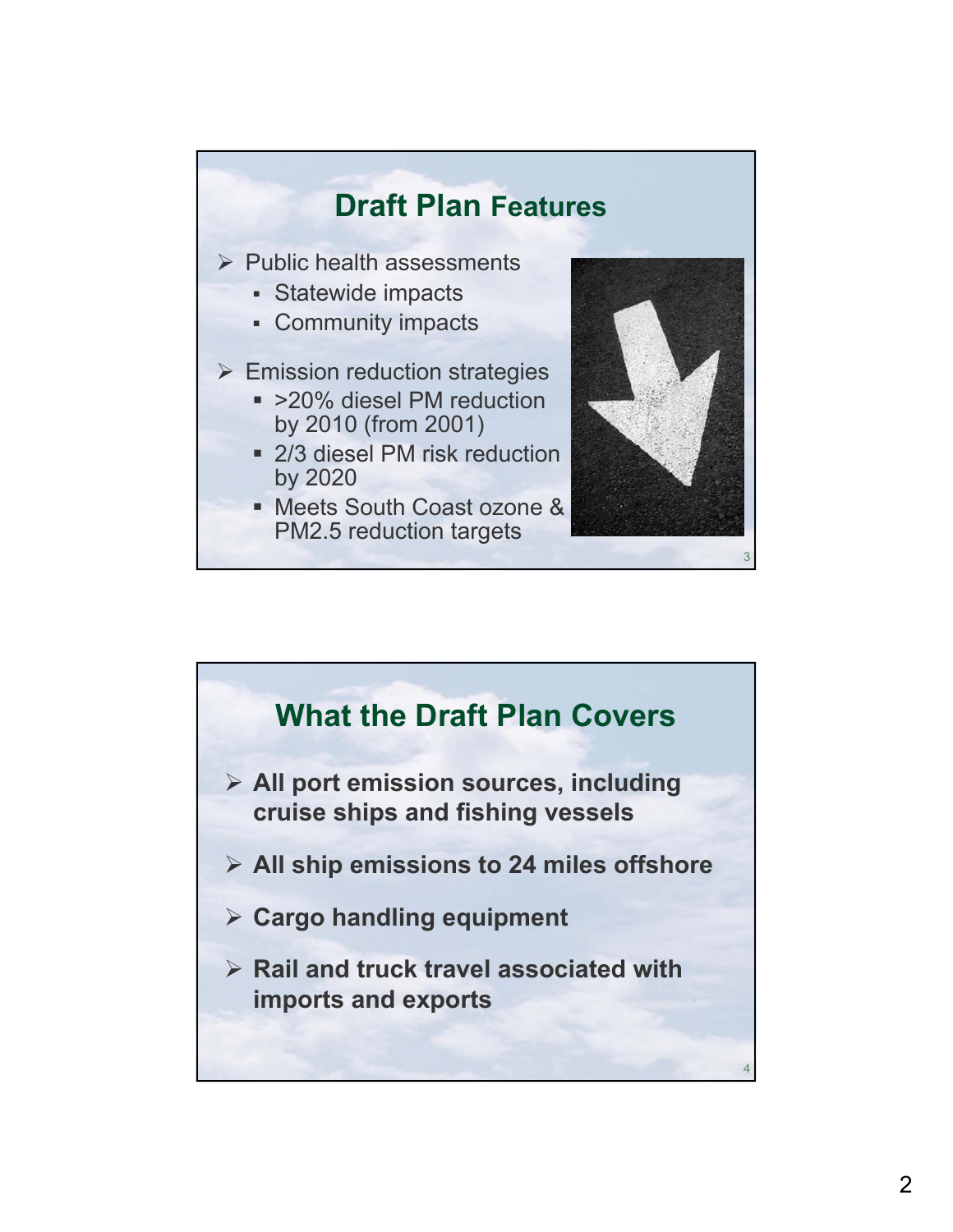## Draft Plan Features

- Public health assessments
  - Statewide impacts
  - Community impacts
- Emission reduction strategies
  - >20% diesel PM reduction by 2010 (from 2001)
  - 2/3 diesel PM risk reduction by 2020
  - Meets South Coast ozone & PM2.5 reduction targets

## What the Draft Plan Covers

- **All port emission sources, including cruise ships and fishing vessels**
- **All ship emissions to 24 miles offshore**
- **Cargo handling equipment**
- **Rail and truck travel associated with imports and exports**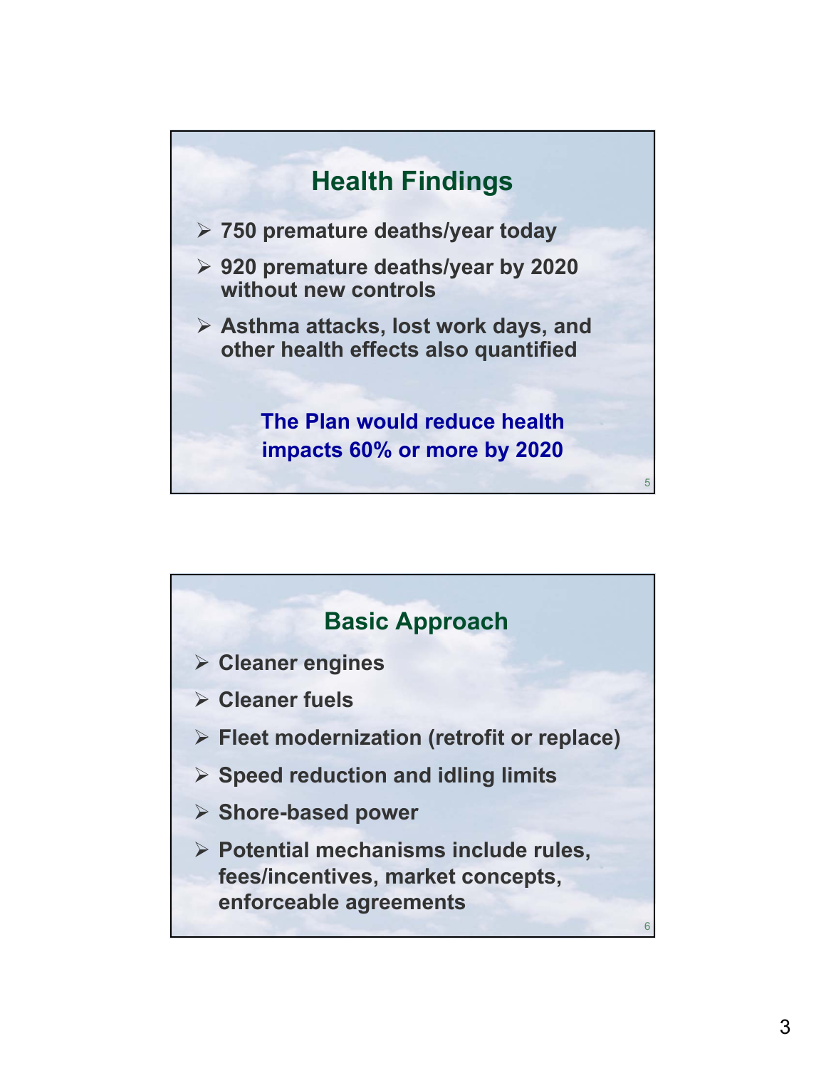## Health Findings

- 750 premature deaths/year today
- 920 premature deaths/year by 2020 without new controls
- Asthma attacks, lost work days, and other health effects also quantified

**The Plan would reduce health impacts 60% or more by 2020**

## Basic Approach

- Cleaner engines
- Cleaner fuels
- Fleet modernization (retrofit or replace)
- Speed reduction and idling limits
- Shore-based power
- Potential mechanisms include rules, fees/incentives, market concepts, enforceable agreements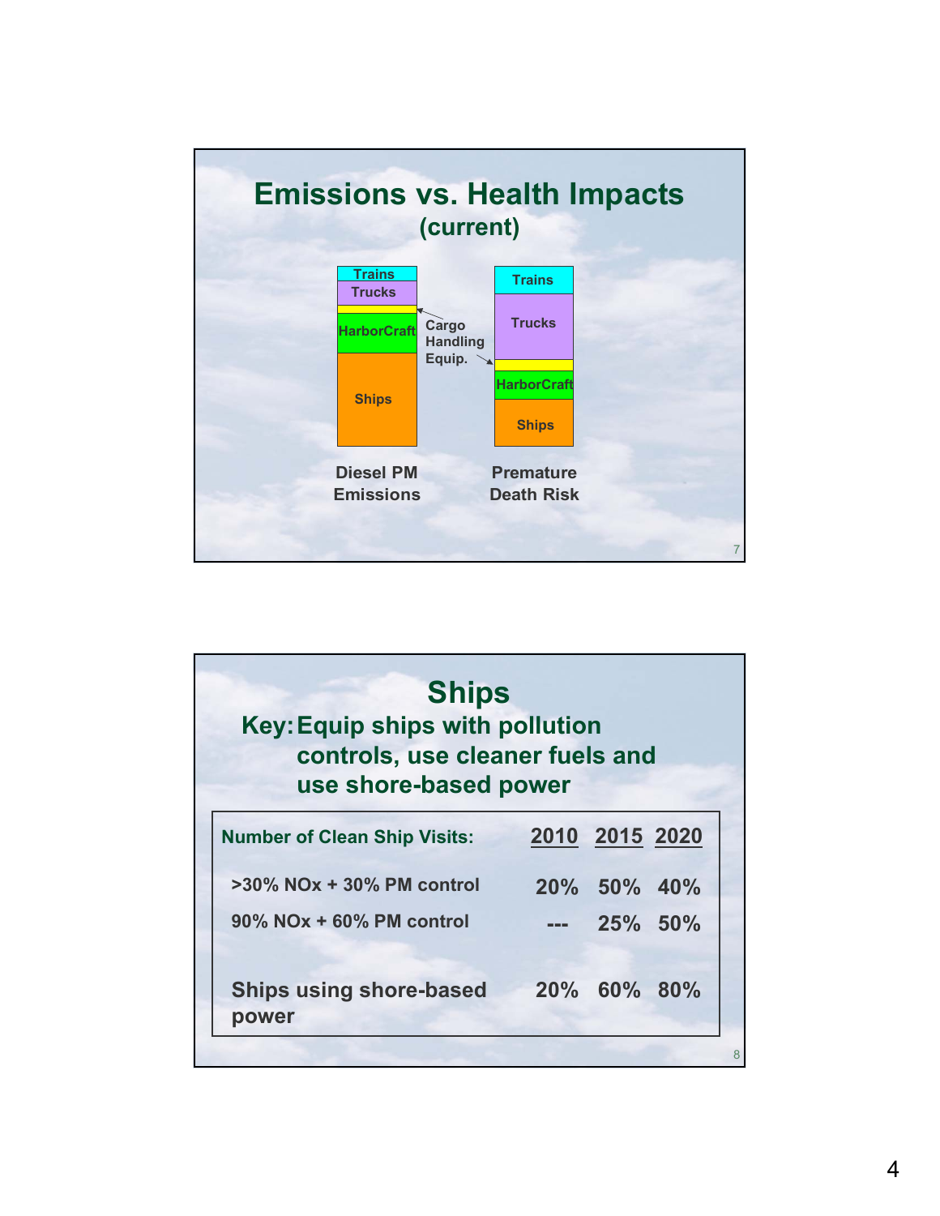## Emissions vs. Health Impacts
### (current)

| Diesel PM Emissions | Premature Death Risk |
|---|---|
| Trains | Trains |
| Trucks | Trucks |
| Cargo Handling Equip. | Cargo Handling Equip. |
| HarborCraft | HarborCraft |
| Ships | Ships |

## Ships

**Key: Equip ships with pollution controls, use cleaner fuels and use shore-based power**

| Number of Clean Ship Visits: | 2010 | 2015 | 2020 |
|---|---|---|---|
| >30% NOx + 30% PM control | 20% | 50% | 40% |
| 90% NOx + 60% PM control | --- | 25% | 50% |
| Ships using shore-based power | 20% | 60% | 80% |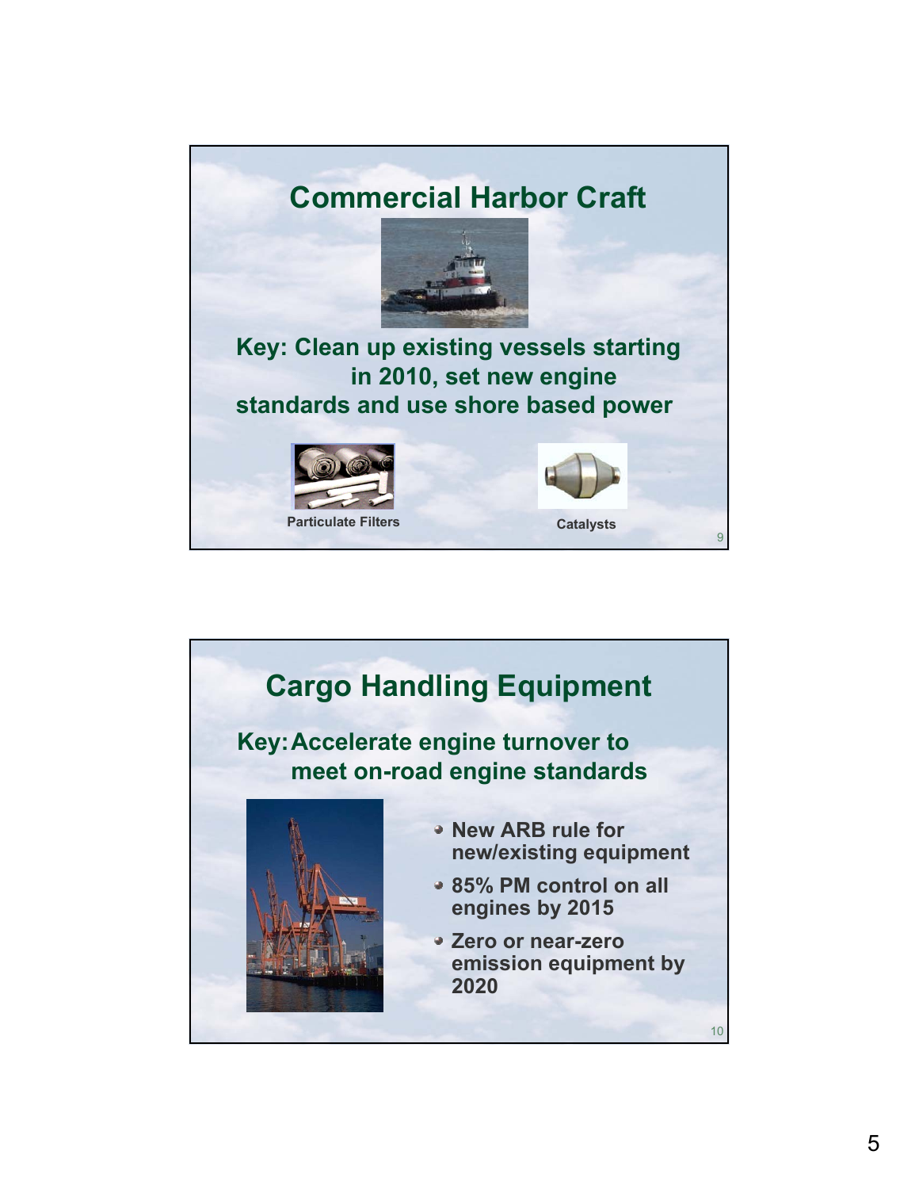## Commercial Harbor Craft

**Key: Clean up existing vessels starting in 2010, set new engine standards and use shore based power**

Particulate Filters

Catalysts

## Cargo Handling Equipment

**Key: Accelerate engine turnover to meet on-road engine standards**

- New ARB rule for new/existing equipment
- 85% PM control on all engines by 2015
- Zero or near-zero emission equipment by 2020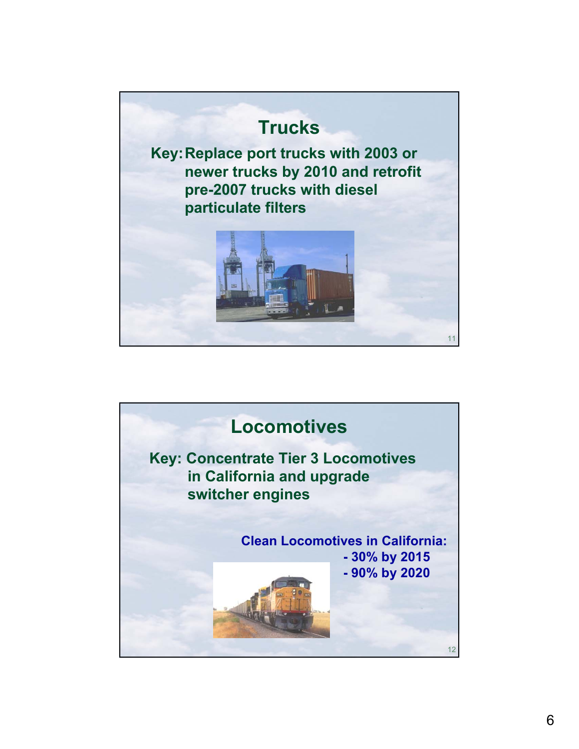## Trucks

**Key:** **Replace port trucks with 2003 or newer trucks by 2010 and retrofit pre-2007 trucks with diesel particulate filters**

## Locomotives

**Key:** **Concentrate Tier 3 Locomotives in California and upgrade switcher engines**

**Clean Locomotives in California:**

- **30% by 2015**
- **90% by 2020**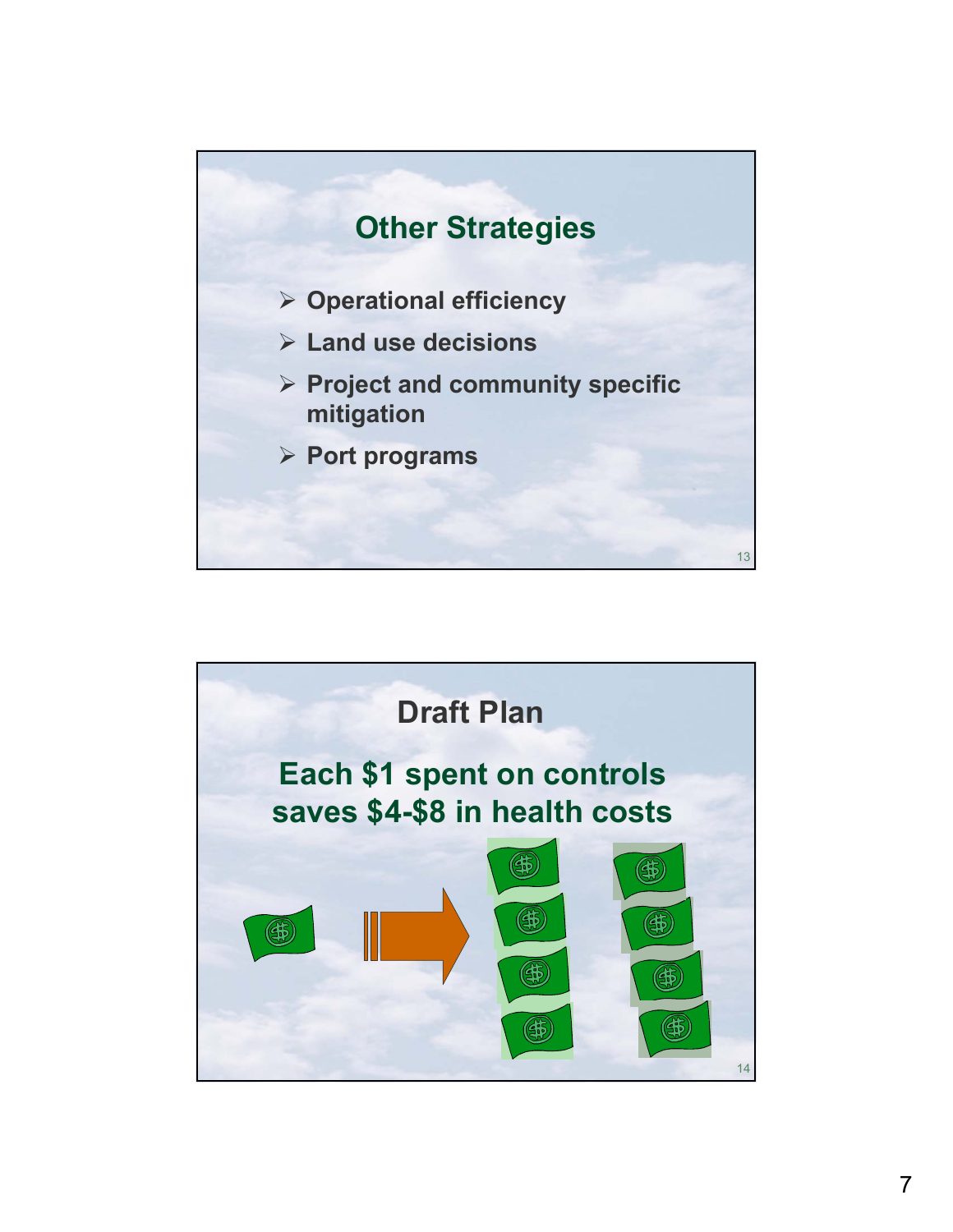## Other Strategies

- **Operational efficiency**
- **Land use decisions**
- **Project and community specific mitigation**
- **Port programs**

## Draft Plan

**Each $1 spent on controls saves $4-$8 in health costs**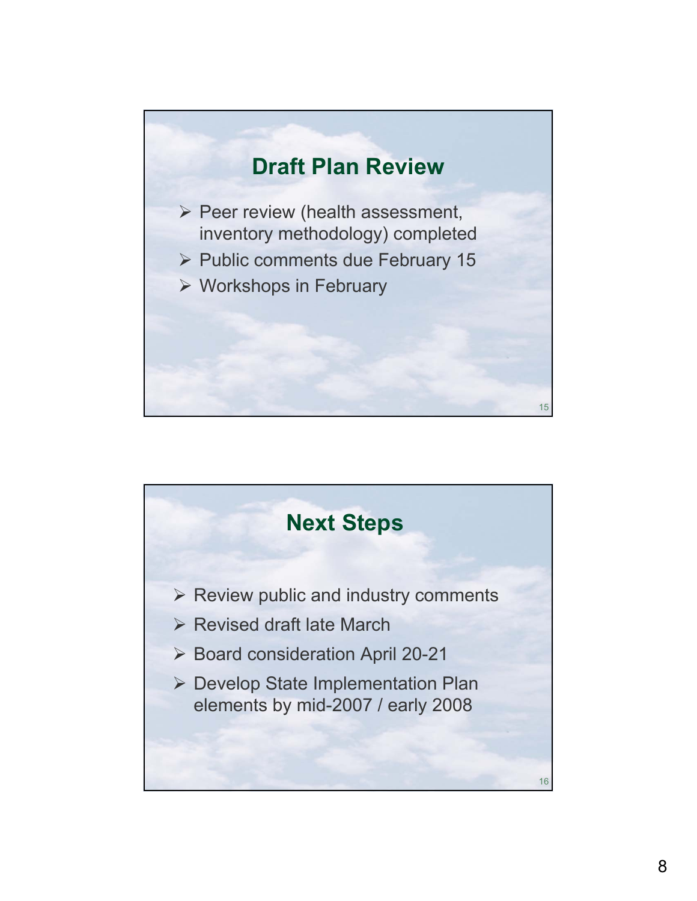## Draft Plan Review

- Peer review (health assessment, inventory methodology) completed
- Public comments due February 15
- Workshops in February

## Next Steps

- Review public and industry comments
- Revised draft late March
- Board consideration April 20-21
- Develop State Implementation Plan elements by mid-2007 / early 2008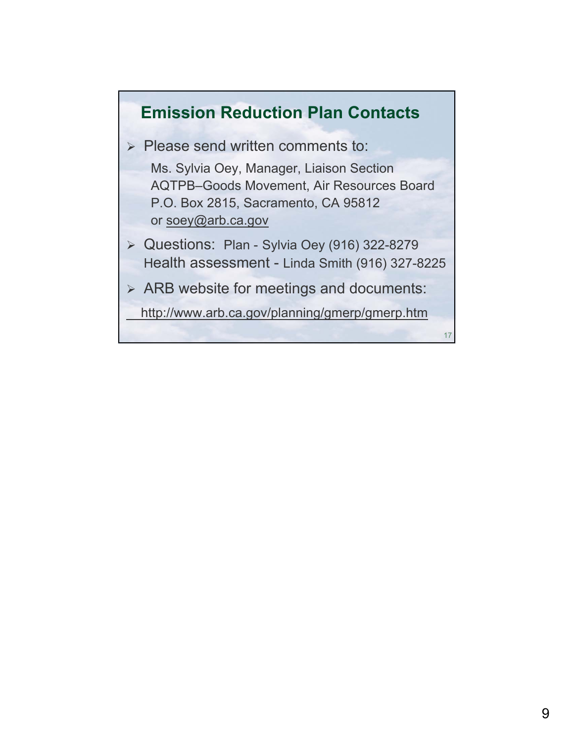## Emission Reduction Plan Contacts

- Please send written comments to:

  Ms. Sylvia Oey, Manager, Liaison Section
  AQTPB–Goods Movement, Air Resources Board
  P.O. Box 2815, Sacramento, CA 95812
  or soey@arb.ca.gov

- Questions: Plan - Sylvia Oey (916) 322-8279
  Health assessment - Linda Smith (916) 327-8225

- ARB website for meetings and documents:

  http://www.arb.ca.gov/planning/gmerp/gmerp.htm